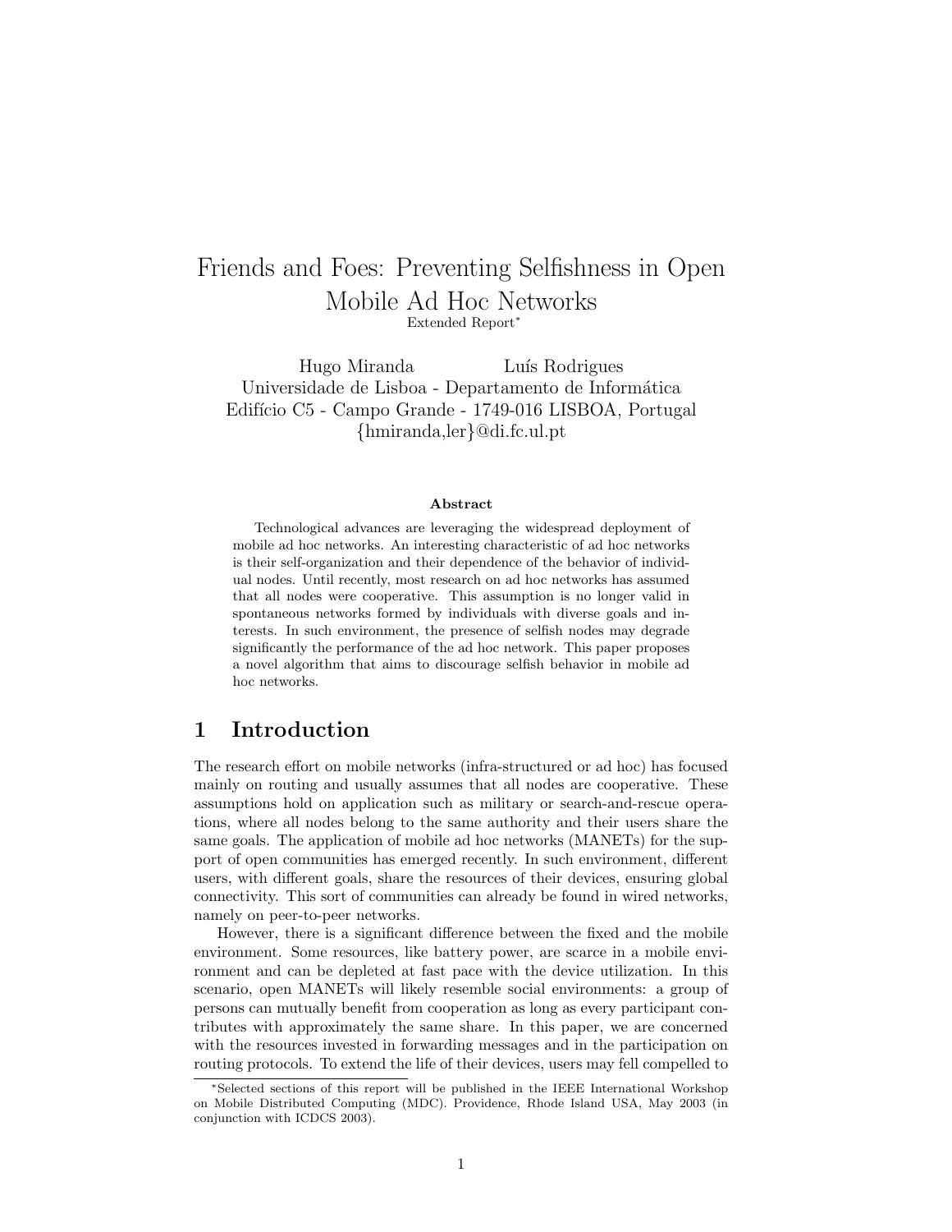# Friends and Foes: Preventing Selfishness in Open Mobile Ad Hoc Networks

Extended Report*

Hugo Miranda Luís Rodrigues
Universidade de Lisboa - Departamento de Informática
Edifício C5 - Campo Grande - 1749-016 LISBOA, Portugal
{hmiranda,ler}@di.fc.ul.pt

### Abstract

Technological advances are leveraging the widespread deployment of mobile ad hoc networks. An interesting characteristic of ad hoc networks is their self-organization and their dependence of the behavior of individual nodes. Until recently, most research on ad hoc networks has assumed that all nodes were cooperative. This assumption is no longer valid in spontaneous networks formed by individuals with diverse goals and interests. In such environment, the presence of selfish nodes may degrade significantly the performance of the ad hoc network. This paper proposes a novel algorithm that aims to discourage selfish behavior in mobile ad hoc networks.

## 1 Introduction

The research effort on mobile networks (infra-structured or ad hoc) has focused mainly on routing and usually assumes that all nodes are cooperative. These assumptions hold on application such as military or search-and-rescue operations, where all nodes belong to the same authority and their users share the same goals. The application of mobile ad hoc networks (MANETs) for the support of open communities has emerged recently. In such environment, different users, with different goals, share the resources of their devices, ensuring global connectivity. This sort of communities can already be found in wired networks, namely on peer-to-peer networks.

However, there is a significant difference between the fixed and the mobile environment. Some resources, like battery power, are scarce in a mobile environment and can be depleted at fast pace with the device utilization. In this scenario, open MANETs will likely resemble social environments: a group of persons can mutually benefit from cooperation as long as every participant contributes with approximately the same share. In this paper, we are concerned with the resources invested in forwarding messages and in the participation on routing protocols. To extend the life of their devices, users may fell compelled to

*Selected sections of this report will be published in the IEEE International Workshop on Mobile Distributed Computing (MDC). Providence, Rhode Island USA, May 2003 (in conjunction with ICDCS 2003).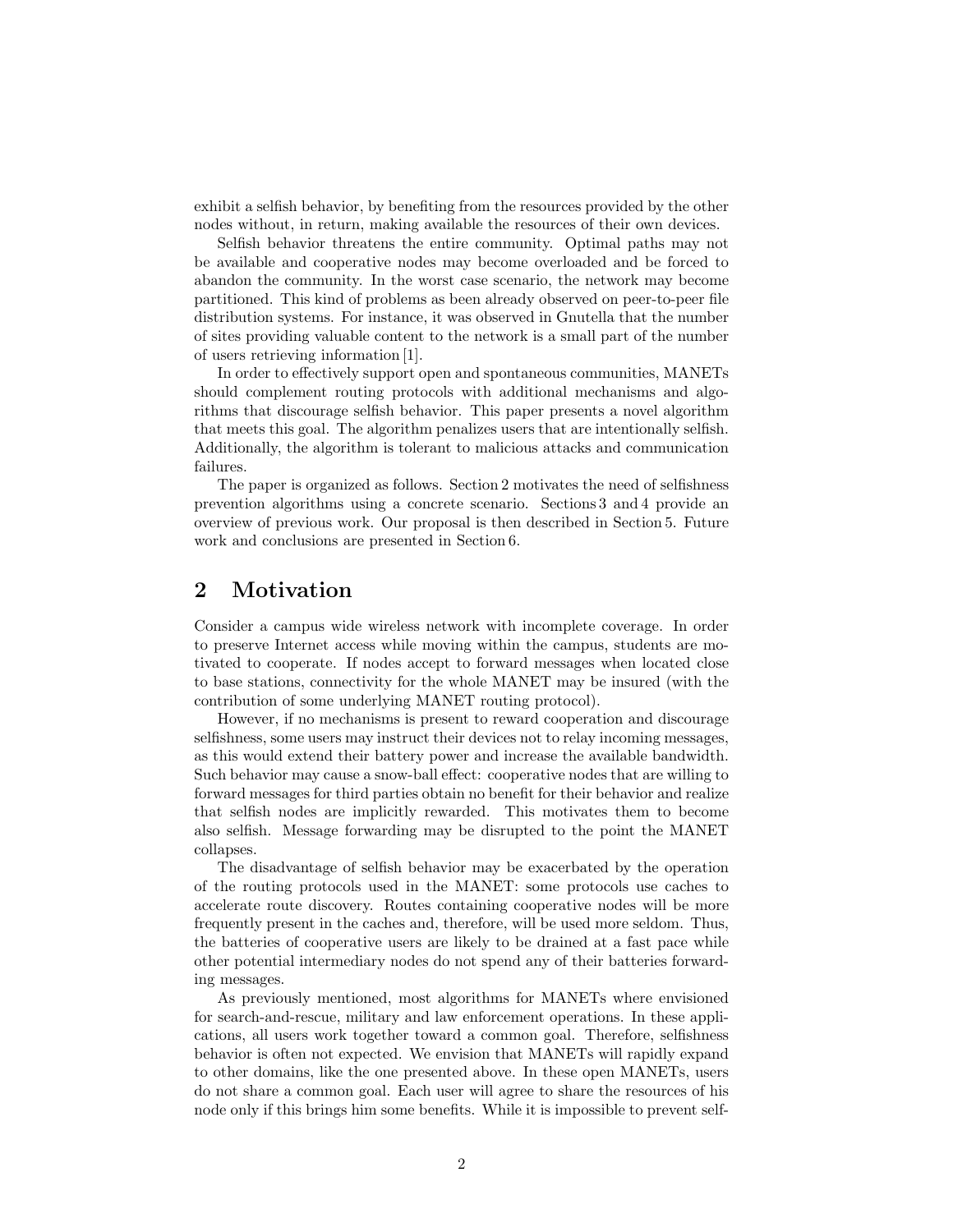exhibit a selfish behavior, by benefiting from the resources provided by the other nodes without, in return, making available the resources of their own devices.

Selfish behavior threatens the entire community. Optimal paths may not be available and cooperative nodes may become overloaded and be forced to abandon the community. In the worst case scenario, the network may become partitioned. This kind of problems as been already observed on peer-to-peer file distribution systems. For instance, it was observed in Gnutella that the number of sites providing valuable content to the network is a small part of the number of users retrieving information [1].

In order to effectively support open and spontaneous communities, MANETs should complement routing protocols with additional mechanisms and algorithms that discourage selfish behavior. This paper presents a novel algorithm that meets this goal. The algorithm penalizes users that are intentionally selfish. Additionally, the algorithm is tolerant to malicious attacks and communication failures.

The paper is organized as follows. Section 2 motivates the need of selfishness prevention algorithms using a concrete scenario. Sections 3 and 4 provide an overview of previous work. Our proposal is then described in Section 5. Future work and conclusions are presented in Section 6.

## 2 Motivation

Consider a campus wide wireless network with incomplete coverage. In order to preserve Internet access while moving within the campus, students are motivated to cooperate. If nodes accept to forward messages when located close to base stations, connectivity for the whole MANET may be insured (with the contribution of some underlying MANET routing protocol).

However, if no mechanisms is present to reward cooperation and discourage selfishness, some users may instruct their devices not to relay incoming messages, as this would extend their battery power and increase the available bandwidth. Such behavior may cause a snow-ball effect: cooperative nodes that are willing to forward messages for third parties obtain no benefit for their behavior and realize that selfish nodes are implicitly rewarded. This motivates them to become also selfish. Message forwarding may be disrupted to the point the MANET collapses.

The disadvantage of selfish behavior may be exacerbated by the operation of the routing protocols used in the MANET: some protocols use caches to accelerate route discovery. Routes containing cooperative nodes will be more frequently present in the caches and, therefore, will be used more seldom. Thus, the batteries of cooperative users are likely to be drained at a fast pace while other potential intermediary nodes do not spend any of their batteries forwarding messages.

As previously mentioned, most algorithms for MANETs where envisioned for search-and-rescue, military and law enforcement operations. In these applications, all users work together toward a common goal. Therefore, selfishness behavior is often not expected. We envision that MANETs will rapidly expand to other domains, like the one presented above. In these open MANETs, users do not share a common goal. Each user will agree to share the resources of his node only if this brings him some benefits. While it is impossible to prevent self-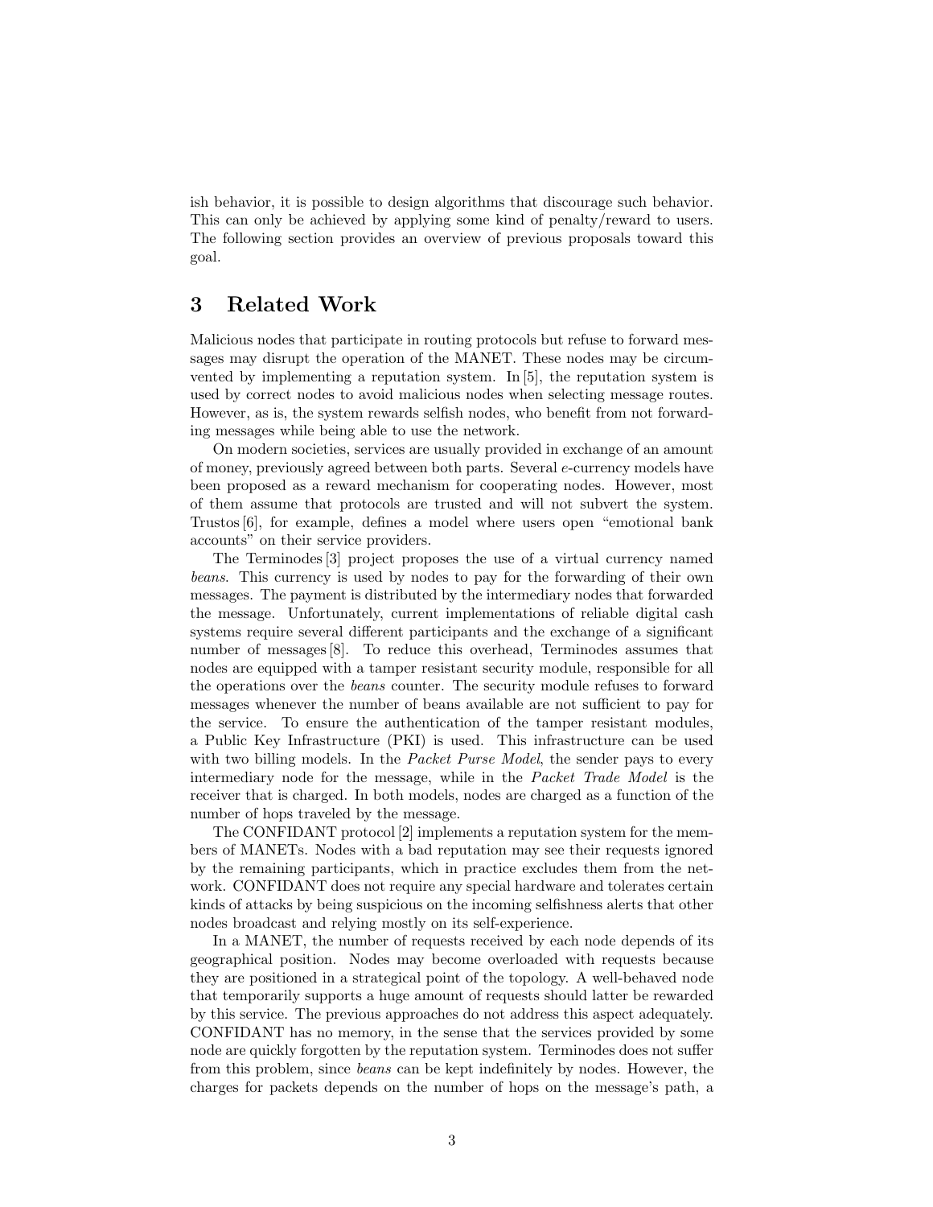ish behavior, it is possible to design algorithms that discourage such behavior. This can only be achieved by applying some kind of penalty/reward to users. The following section provides an overview of previous proposals toward this goal.

# 3 Related Work

Malicious nodes that participate in routing protocols but refuse to forward messages may disrupt the operation of the MANET. These nodes may be circumvented by implementing a reputation system. In [5], the reputation system is used by correct nodes to avoid malicious nodes when selecting message routes. However, as is, the system rewards selfish nodes, who benefit from not forwarding messages while being able to use the network.

On modern societies, services are usually provided in exchange of an amount of money, previously agreed between both parts. Several *e*-currency models have been proposed as a reward mechanism for cooperating nodes. However, most of them assume that protocols are trusted and will not subvert the system. Trustos [6], for example, defines a model where users open "emotional bank accounts" on their service providers.

The Terminodes [3] project proposes the use of a virtual currency named *beans*. This currency is used by nodes to pay for the forwarding of their own messages. The payment is distributed by the intermediary nodes that forwarded the message. Unfortunately, current implementations of reliable digital cash systems require several different participants and the exchange of a significant number of messages [8]. To reduce this overhead, Terminodes assumes that nodes are equipped with a tamper resistant security module, responsible for all the operations over the *beans* counter. The security module refuses to forward messages whenever the number of beans available are not sufficient to pay for the service. To ensure the authentication of the tamper resistant modules, a Public Key Infrastructure (PKI) is used. This infrastructure can be used with two billing models. In the *Packet Purse Model*, the sender pays to every intermediary node for the message, while in the *Packet Trade Model* is the receiver that is charged. In both models, nodes are charged as a function of the number of hops traveled by the message.

The CONFIDANT protocol [2] implements a reputation system for the members of MANETs. Nodes with a bad reputation may see their requests ignored by the remaining participants, which in practice excludes them from the network. CONFIDANT does not require any special hardware and tolerates certain kinds of attacks by being suspicious on the incoming selfishness alerts that other nodes broadcast and relying mostly on its self-experience.

In a MANET, the number of requests received by each node depends of its geographical position. Nodes may become overloaded with requests because they are positioned in a strategical point of the topology. A well-behaved node that temporarily supports a huge amount of requests should latter be rewarded by this service. The previous approaches do not address this aspect adequately. CONFIDANT has no memory, in the sense that the services provided by some node are quickly forgotten by the reputation system. Terminodes does not suffer from this problem, since *beans* can be kept indefinitely by nodes. However, the charges for packets depends on the number of hops on the message's path, a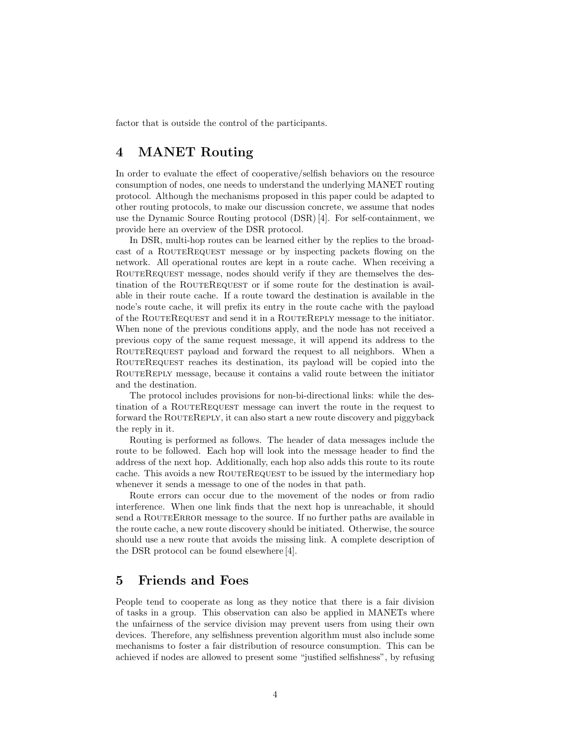factor that is outside the control of the participants.

# 4 MANET Routing

In order to evaluate the effect of cooperative/selfish behaviors on the resource consumption of nodes, one needs to understand the underlying MANET routing protocol. Although the mechanisms proposed in this paper could be adapted to other routing protocols, to make our discussion concrete, we assume that nodes use the Dynamic Source Routing protocol (DSR) [4]. For self-containment, we provide here an overview of the DSR protocol.

In DSR, multi-hop routes can be learned either by the replies to the broadcast of a RouteRequest message or by inspecting packets flowing on the network. All operational routes are kept in a route cache. When receiving a RouteRequest message, nodes should verify if they are themselves the destination of the RouteRequest or if some route for the destination is available in their route cache. If a route toward the destination is available in the node's route cache, it will prefix its entry in the route cache with the payload of the RouteRequest and send it in a RouteReply message to the initiator. When none of the previous conditions apply, and the node has not received a previous copy of the same request message, it will append its address to the RouteRequest payload and forward the request to all neighbors. When a RouteRequest reaches its destination, its payload will be copied into the RouteReply message, because it contains a valid route between the initiator and the destination.

The protocol includes provisions for non-bi-directional links: while the destination of a RouteRequest message can invert the route in the request to forward the RouteReply, it can also start a new route discovery and piggyback the reply in it.

Routing is performed as follows. The header of data messages include the route to be followed. Each hop will look into the message header to find the address of the next hop. Additionally, each hop also adds this route to its route cache. This avoids a new RouteRequest to be issued by the intermediary hop whenever it sends a message to one of the nodes in that path.

Route errors can occur due to the movement of the nodes or from radio interference. When one link finds that the next hop is unreachable, it should send a RouteError message to the source. If no further paths are available in the route cache, a new route discovery should be initiated. Otherwise, the source should use a new route that avoids the missing link. A complete description of the DSR protocol can be found elsewhere [4].

# 5 Friends and Foes

People tend to cooperate as long as they notice that there is a fair division of tasks in a group. This observation can also be applied in MANETs where the unfairness of the service division may prevent users from using their own devices. Therefore, any selfishness prevention algorithm must also include some mechanisms to foster a fair distribution of resource consumption. This can be achieved if nodes are allowed to present some "justified selfishness", by refusing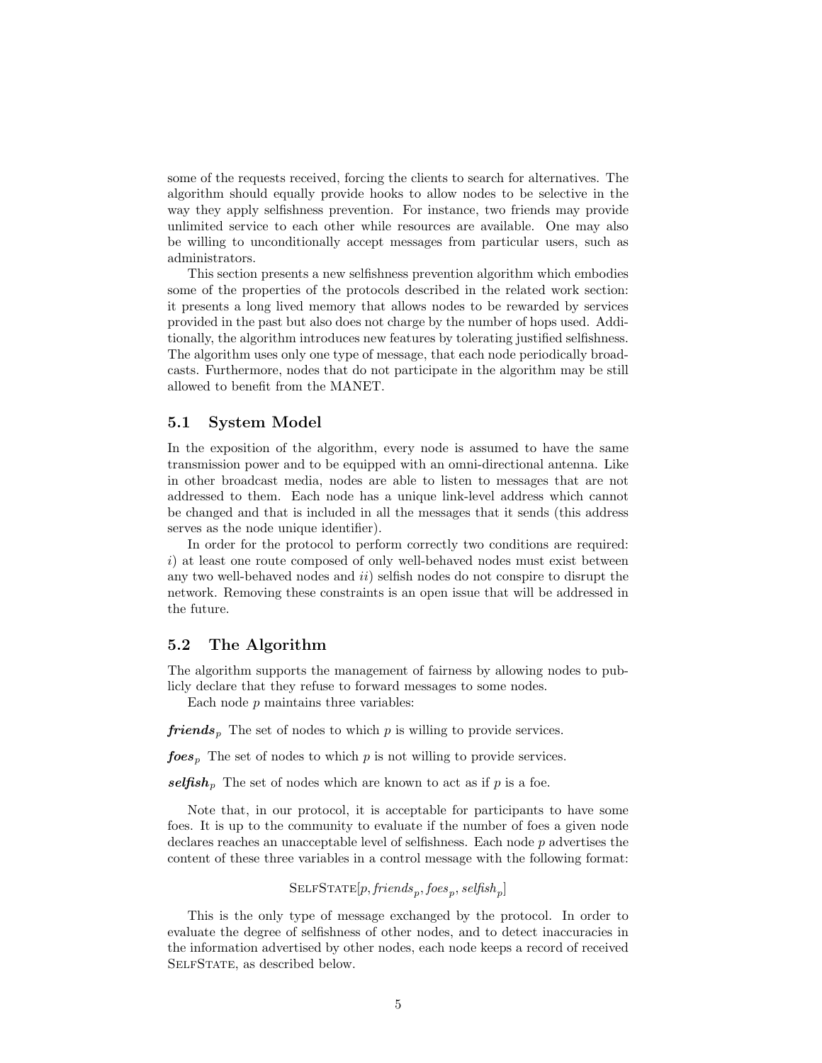some of the requests received, forcing the clients to search for alternatives. The algorithm should equally provide hooks to allow nodes to be selective in the way they apply selfishness prevention. For instance, two friends may provide unlimited service to each other while resources are available. One may also be willing to unconditionally accept messages from particular users, such as administrators.

This section presents a new selfishness prevention algorithm which embodies some of the properties of the protocols described in the related work section: it presents a long lived memory that allows nodes to be rewarded by services provided in the past but also does not charge by the number of hops used. Additionally, the algorithm introduces new features by tolerating justified selfishness. The algorithm uses only one type of message, that each node periodically broadcasts. Furthermore, nodes that do not participate in the algorithm may be still allowed to benefit from the MANET.

## 5.1 System Model

In the exposition of the algorithm, every node is assumed to have the same transmission power and to be equipped with an omni-directional antenna. Like in other broadcast media, nodes are able to listen to messages that are not addressed to them. Each node has a unique link-level address which cannot be changed and that is included in all the messages that it sends (this address serves as the node unique identifier).

In order for the protocol to perform correctly two conditions are required: *i*) at least one route composed of only well-behaved nodes must exist between any two well-behaved nodes and *ii*) selfish nodes do not conspire to disrupt the network. Removing these constraints is an open issue that will be addressed in the future.

## 5.2 The Algorithm

The algorithm supports the management of fairness by allowing nodes to publicly declare that they refuse to forward messages to some nodes.

Each node $p$ maintains three variables:

$\boldsymbol{friends}_p$ The set of nodes to which $p$ is willing to provide services.

$\boldsymbol{foes}_p$ The set of nodes to which $p$ is not willing to provide services.

$\boldsymbol{selfish}_p$ The set of nodes which are known to act as if $p$ is a foe.

Note that, in our protocol, it is acceptable for participants to have some foes. It is up to the community to evaluate if the number of foes a given node declares reaches an unacceptable level of selfishness. Each node $p$ advertises the content of these three variables in a control message with the following format:

$$\text{SELFSTATE}[p, \mathit{friends}_p, \mathit{foes}_p, \mathit{selfish}_p]$$

This is the only type of message exchanged by the protocol. In order to evaluate the degree of selfishness of other nodes, and to detect inaccuracies in the information advertised by other nodes, each node keeps a record of received SELFSTATE, as described below.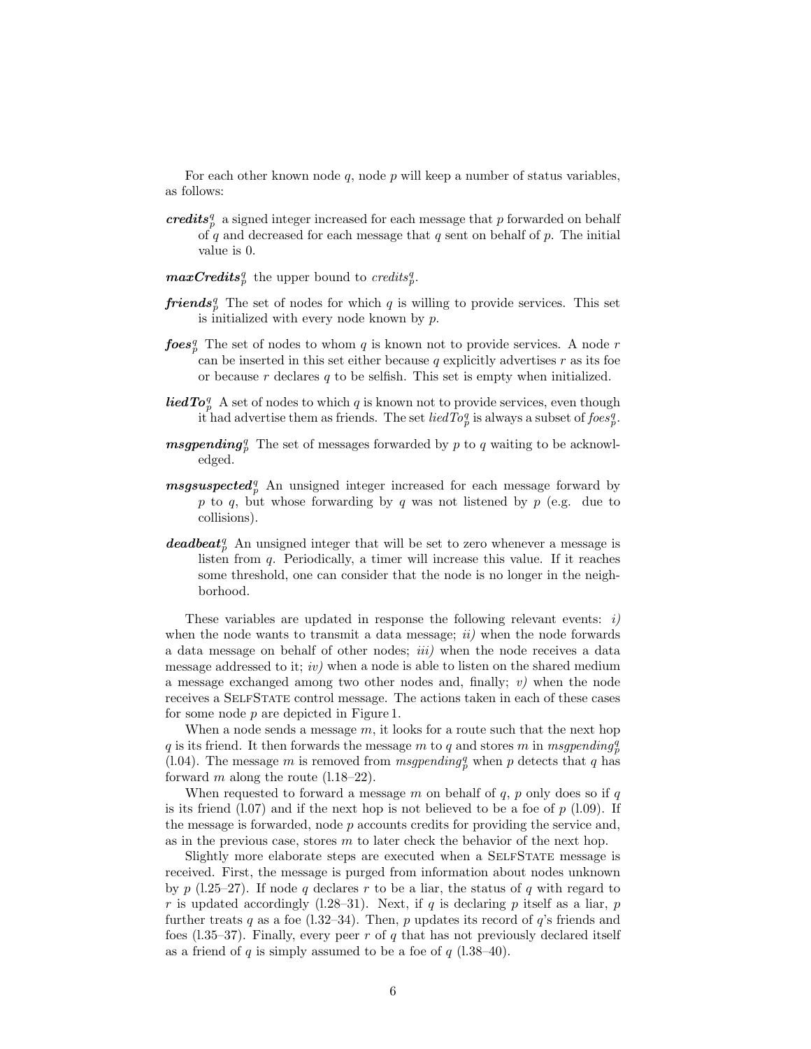For each other known node $q$, node $p$ will keep a number of status variables, as follows:

***credits***$_p^q$ a signed integer increased for each message that $p$ forwarded on behalf of $q$ and decreased for each message that $q$ sent on behalf of $p$. The initial value is 0.

***maxCredits***$_p^q$ the upper bound to $credits_p^q$.

***friends***$_p^q$ The set of nodes for which $q$ is willing to provide services. This set is initialized with every node known by $p$.

***foes***$_p^q$ The set of nodes to whom $q$ is known not to provide services. A node $r$ can be inserted in this set either because $q$ explicitly advertises $r$ as its foe or because $r$ declares $q$ to be selfish. This set is empty when initialized.

***liedTo***$_p^q$ A set of nodes to which $q$ is known not to provide services, even though it had advertise them as friends. The set $liedTo_p^q$ is always a subset of $foes_p^q$.

***msgpending***$_p^q$ The set of messages forwarded by $p$ to $q$ waiting to be acknowledged.

***msgsuspected***$_p^q$ An unsigned integer increased for each message forward by $p$ to $q$, but whose forwarding by $q$ was not listened by $p$ (e.g. due to collisions).

***deadbeat***$_p^q$ An unsigned integer that will be set to zero whenever a message is listen from $q$. Periodically, a timer will increase this value. If it reaches some threshold, one can consider that the node is no longer in the neighborhood.

These variables are updated in response the following relevant events: *i)* when the node wants to transmit a data message; *ii)* when the node forwards a data message on behalf of other nodes; *iii)* when the node receives a data message addressed to it; *iv)* when a node is able to listen on the shared medium a message exchanged among two other nodes and, finally; *v)* when the node receives a SelfState control message. The actions taken in each of these cases for some node $p$ are depicted in Figure 1.

When a node sends a message $m$, it looks for a route such that the next hop $q$ is its friend. It then forwards the message $m$ to $q$ and stores $m$ in $msgpending_p^q$ (l.04). The message $m$ is removed from $msgpending_p^q$ when $p$ detects that $q$ has forward $m$ along the route (l.18–22).

When requested to forward a message $m$ on behalf of $q$, $p$ only does so if $q$ is its friend (l.07) and if the next hop is not believed to be a foe of $p$ (l.09). If the message is forwarded, node $p$ accounts credits for providing the service and, as in the previous case, stores $m$ to later check the behavior of the next hop.

Slightly more elaborate steps are executed when a SelfState message is received. First, the message is purged from information about nodes unknown by $p$ (l.25–27). If node $q$ declares $r$ to be a liar, the status of $q$ with regard to $r$ is updated accordingly (l.28–31). Next, if $q$ is declaring $p$ itself as a liar, $p$ further treats $q$ as a foe (l.32–34). Then, $p$ updates its record of $q$'s friends and foes (l.35–37). Finally, every peer $r$ of $q$ that has not previously declared itself as a friend of $q$ is simply assumed to be a foe of $q$ (l.38–40).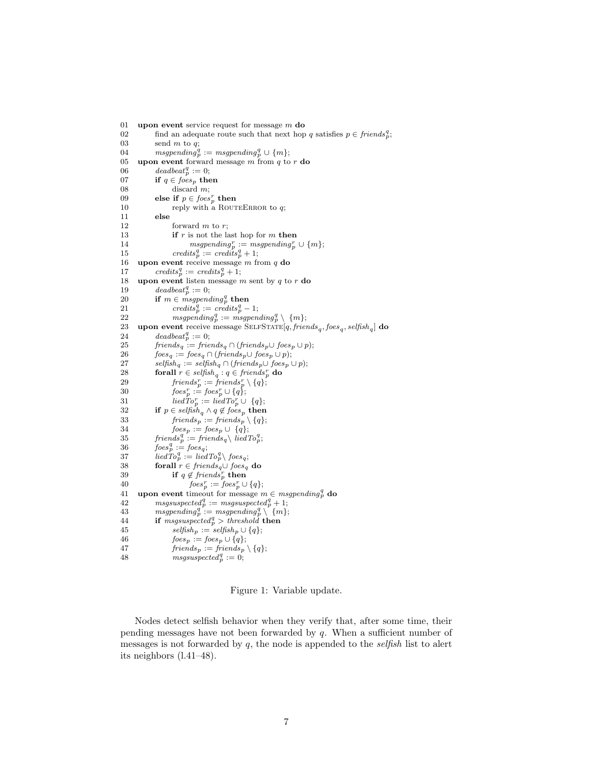```
01  upon event service request for message m do
02      find an adequate route such that next hop q satisfies p ∈ friends_p^q;
03      send m to q;
04      msgpending_p^q := msgpending_p^q ∪ {m};
05  upon event forward message m from q to r do
06      deadbeat_p^q := 0;
07      if q ∈ foes_p then
08          discard m;
09      else if p ∈ foes_p^r then
10          reply with a RouteError to q;
11      else
12          forward m to r;
13          if r is not the last hop for m then
14              msgpending_p^r := msgpending_p^r ∪ {m};
15          credits_p^q := credits_p^q + 1;
16  upon event receive message m from q do
17      credits_p^q := credits_p^q + 1;
18  upon event listen message m sent by q to r do
19      deadbeat_p^q := 0;
20      if m ∈ msgpending_p^q then
21          credits_p^q := credits_p^q − 1;
22          msgpending_p^q := msgpending_p^q \ {m};
23  upon event receive message SelfState[q, friends_q, foes_q, selfish_q] do
24      deadbeat_p^q := 0;
25      friends_q := friends_q ∩ (friends_p ∪ foes_p ∪ p);
26      foes_q := foes_q ∩ (friends_p ∪ foes_p ∪ p);
27      selfish_q := selfish_q ∩ (friends_p ∪ foes_p ∪ p);
28      forall r ∈ selfish_q : q ∈ friends_p^r do
29          friends_p^r := friends_p^r \ {q};
30          foes_p^r := foes_p^r ∪ {q};
31          liedTo_p^r := liedTo_p^r ∪ {q};
32      if p ∈ selfish_q ∧ q ∉ foes_p then
33          friends_p := friends_p \ {q};
34          foes_p := foes_p ∪ {q};
35      friends_p^q := friends_q \ liedTo_p^q;
36      foes_p^q := foes_q;
37      liedTo_p^q := liedTo_p^q \ foes_q;
38      forall r ∈ friends_q ∪ foes_q do
39          if q ∉ friends_p^r then
40              foes_p^r := foes_p^r ∪ {q};
41  upon event timeout for message m ∈ msgpending_p^q do
42      msgsuspected_p^q := msgsuspected_p^q + 1;
43      msgpending_p^q := msgpending_p^q \ {m};
44      if msgsuspected_p^q > threshold then
45          selfish_p := selfish_p ∪ {q};
46          foes_p := foes_p ∪ {q};
47          friends_p := friends_p \ {q};
48          msgsuspected_p^q := 0;
```

Figure 1: Variable update.

Nodes detect selfish behavior when they verify that, after some time, their pending messages have not been forwarded by $q$. When a sufficient number of messages is not forwarded by $q$, the node is appended to the *selfish* list to alert its neighbors (l.41–48).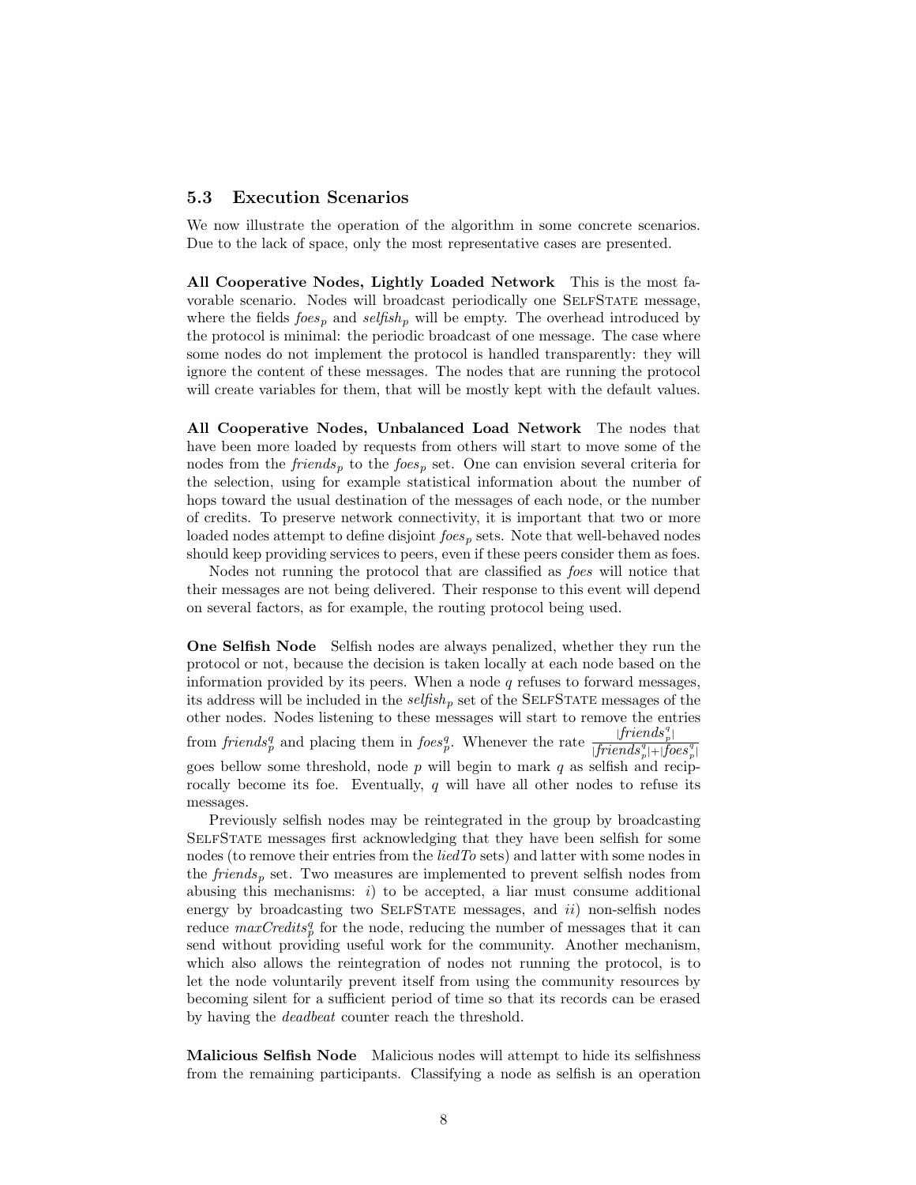### 5.3 Execution Scenarios

We now illustrate the operation of the algorithm in some concrete scenarios. Due to the lack of space, only the most representative cases are presented.

**All Cooperative Nodes, Lightly Loaded Network** This is the most favorable scenario. Nodes will broadcast periodically one SelfState message, where the fields $foes_p$ and $selfish_p$ will be empty. The overhead introduced by the protocol is minimal: the periodic broadcast of one message. The case where some nodes do not implement the protocol is handled transparently: they will ignore the content of these messages. The nodes that are running the protocol will create variables for them, that will be mostly kept with the default values.

**All Cooperative Nodes, Unbalanced Load Network** The nodes that have been more loaded by requests from others will start to move some of the nodes from the $friends_p$ to the $foes_p$ set. One can envision several criteria for the selection, using for example statistical information about the number of hops toward the usual destination of the messages of each node, or the number of credits. To preserve network connectivity, it is important that two or more loaded nodes attempt to define disjoint $foes_p$ sets. Note that well-behaved nodes should keep providing services to peers, even if these peers consider them as foes.

Nodes not running the protocol that are classified as *foes* will notice that their messages are not being delivered. Their response to this event will depend on several factors, as for example, the routing protocol being used.

**One Selfish Node** Selfish nodes are always penalized, whether they run the protocol or not, because the decision is taken locally at each node based on the information provided by its peers. When a node $q$ refuses to forward messages, its address will be included in the $selfish_p$ set of the SelfState messages of the other nodes. Nodes listening to these messages will start to remove the entries from $friends_p^q$ and placing them in $foes_p^q$. Whenever the rate $\frac{|friends_p^q|}{|friends_p^q|+|foes_p^q|}$ goes bellow some threshold, node $p$ will begin to mark $q$ as selfish and reciprocally become its foe. Eventually, $q$ will have all other nodes to refuse its messages.

Previously selfish nodes may be reintegrated in the group by broadcasting SelfState messages first acknowledging that they have been selfish for some nodes (to remove their entries from the *liedTo* sets) and latter with some nodes in the $friends_p$ set. Two measures are implemented to prevent selfish nodes from abusing this mechanisms: *i*) to be accepted, a liar must consume additional energy by broadcasting two SelfState messages, and *ii*) non-selfish nodes reduce $maxCredits_p^q$ for the node, reducing the number of messages that it can send without providing useful work for the community. Another mechanism, which also allows the reintegration of nodes not running the protocol, is to let the node voluntarily prevent itself from using the community resources by becoming silent for a sufficient period of time so that its records can be erased by having the *deadbeat* counter reach the threshold.

**Malicious Selfish Node** Malicious nodes will attempt to hide its selfishness from the remaining participants. Classifying a node as selfish is an operation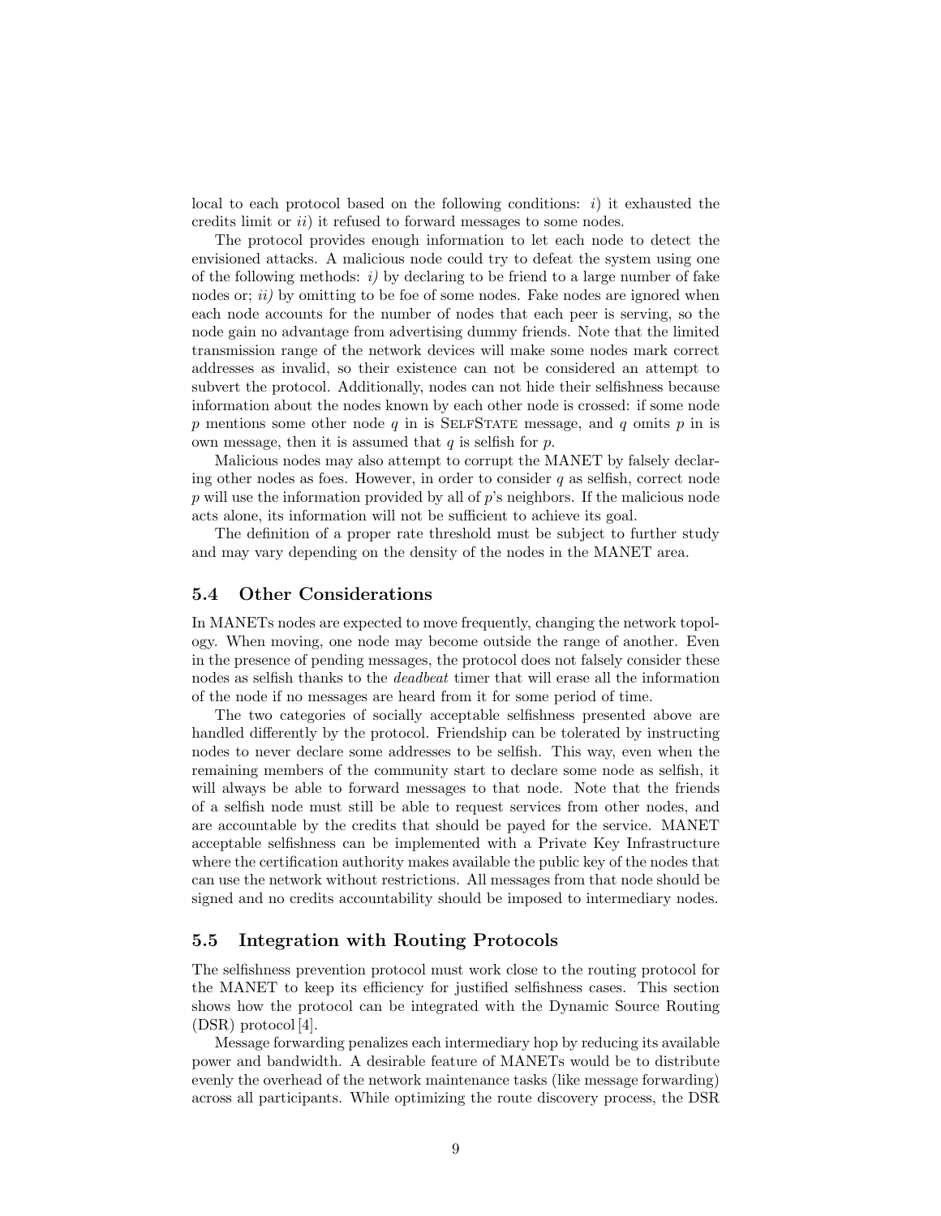local to each protocol based on the following conditions: *i*) it exhausted the credits limit or *ii*) it refused to forward messages to some nodes.

The protocol provides enough information to let each node to detect the envisioned attacks. A malicious node could try to defeat the system using one of the following methods: *i)* by declaring to be friend to a large number of fake nodes or; *ii)* by omitting to be foe of some nodes. Fake nodes are ignored when each node accounts for the number of nodes that each peer is serving, so the node gain no advantage from advertising dummy friends. Note that the limited transmission range of the network devices will make some nodes mark correct addresses as invalid, so their existence can not be considered an attempt to subvert the protocol. Additionally, nodes can not hide their selfishness because information about the nodes known by each other node is crossed: if some node $p$ mentions some other node $q$ in is SelfState message, and $q$ omits $p$ in is own message, then it is assumed that $q$ is selfish for $p$.

Malicious nodes may also attempt to corrupt the MANET by falsely declaring other nodes as foes. However, in order to consider $q$ as selfish, correct node $p$ will use the information provided by all of $p$'s neighbors. If the malicious node acts alone, its information will not be sufficient to achieve its goal.

The definition of a proper rate threshold must be subject to further study and may vary depending on the density of the nodes in the MANET area.

### 5.4 Other Considerations

In MANETs nodes are expected to move frequently, changing the network topology. When moving, one node may become outside the range of another. Even in the presence of pending messages, the protocol does not falsely consider these nodes as selfish thanks to the *deadbeat* timer that will erase all the information of the node if no messages are heard from it for some period of time.

The two categories of socially acceptable selfishness presented above are handled differently by the protocol. Friendship can be tolerated by instructing nodes to never declare some addresses to be selfish. This way, even when the remaining members of the community start to declare some node as selfish, it will always be able to forward messages to that node. Note that the friends of a selfish node must still be able to request services from other nodes, and are accountable by the credits that should be payed for the service. MANET acceptable selfishness can be implemented with a Private Key Infrastructure where the certification authority makes available the public key of the nodes that can use the network without restrictions. All messages from that node should be signed and no credits accountability should be imposed to intermediary nodes.

### 5.5 Integration with Routing Protocols

The selfishness prevention protocol must work close to the routing protocol for the MANET to keep its efficiency for justified selfishness cases. This section shows how the protocol can be integrated with the Dynamic Source Routing (DSR) protocol [4].

Message forwarding penalizes each intermediary hop by reducing its available power and bandwidth. A desirable feature of MANETs would be to distribute evenly the overhead of the network maintenance tasks (like message forwarding) across all participants. While optimizing the route discovery process, the DSR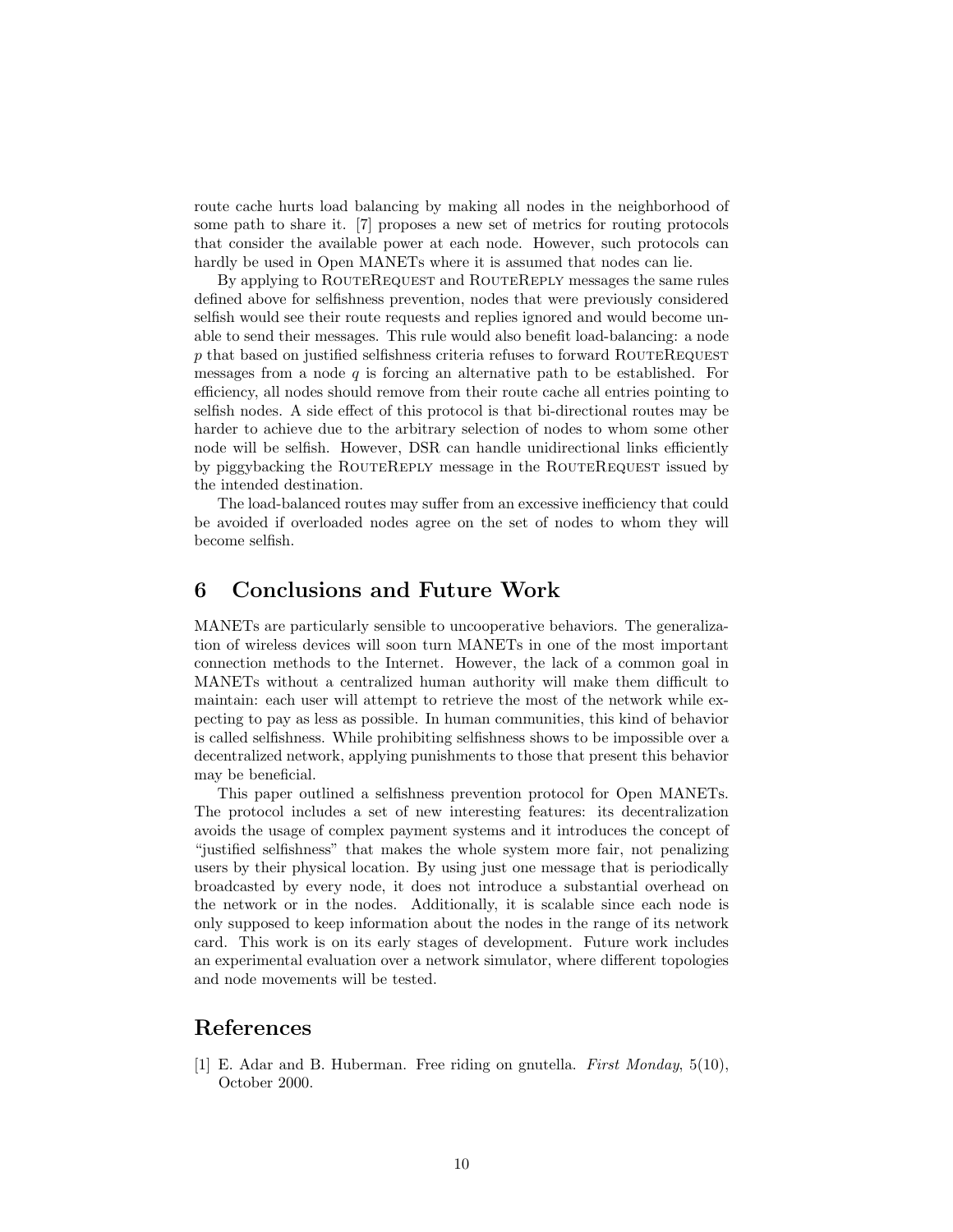route cache hurts load balancing by making all nodes in the neighborhood of some path to share it. [7] proposes a new set of metrics for routing protocols that consider the available power at each node. However, such protocols can hardly be used in Open MANETs where it is assumed that nodes can lie.

By applying to RouteRequest and RouteReply messages the same rules defined above for selfishness prevention, nodes that were previously considered selfish would see their route requests and replies ignored and would become unable to send their messages. This rule would also benefit load-balancing: a node $p$ that based on justified selfishness criteria refuses to forward RouteRequest messages from a node $q$ is forcing an alternative path to be established. For efficiency, all nodes should remove from their route cache all entries pointing to selfish nodes. A side effect of this protocol is that bi-directional routes may be harder to achieve due to the arbitrary selection of nodes to whom some other node will be selfish. However, DSR can handle unidirectional links efficiently by piggybacking the RouteReply message in the RouteRequest issued by the intended destination.

The load-balanced routes may suffer from an excessive inefficiency that could be avoided if overloaded nodes agree on the set of nodes to whom they will become selfish.

## 6 Conclusions and Future Work

MANETs are particularly sensible to uncooperative behaviors. The generalization of wireless devices will soon turn MANETs in one of the most important connection methods to the Internet. However, the lack of a common goal in MANETs without a centralized human authority will make them difficult to maintain: each user will attempt to retrieve the most of the network while expecting to pay as less as possible. In human communities, this kind of behavior is called selfishness. While prohibiting selfishness shows to be impossible over a decentralized network, applying punishments to those that present this behavior may be beneficial.

This paper outlined a selfishness prevention protocol for Open MANETs. The protocol includes a set of new interesting features: its decentralization avoids the usage of complex payment systems and it introduces the concept of "justified selfishness" that makes the whole system more fair, not penalizing users by their physical location. By using just one message that is periodically broadcasted by every node, it does not introduce a substantial overhead on the network or in the nodes. Additionally, it is scalable since each node is only supposed to keep information about the nodes in the range of its network card. This work is on its early stages of development. Future work includes an experimental evaluation over a network simulator, where different topologies and node movements will be tested.

## References

[1] E. Adar and B. Huberman. Free riding on gnutella. *First Monday*, 5(10), October 2000.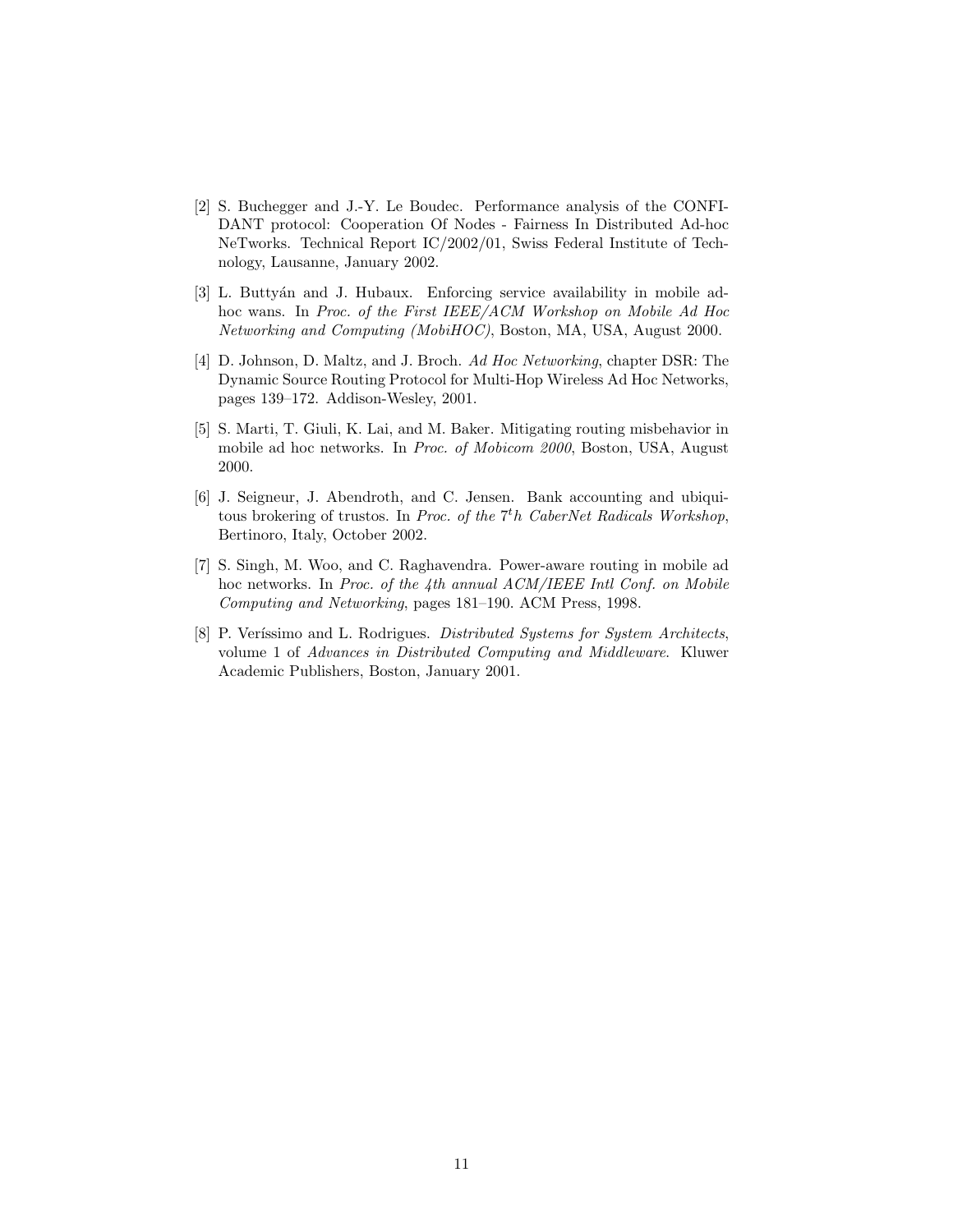[2] S. Buchegger and J.-Y. Le Boudec. Performance analysis of the CONFIDANT protocol: Cooperation Of Nodes - Fairness In Distributed Ad-hoc NeTworks. Technical Report IC/2002/01, Swiss Federal Institute of Technology, Lausanne, January 2002.

[3] L. Buttyán and J. Hubaux. Enforcing service availability in mobile adhoc wans. In *Proc. of the First IEEE/ACM Workshop on Mobile Ad Hoc Networking and Computing (MobiHOC)*, Boston, MA, USA, August 2000.

[4] D. Johnson, D. Maltz, and J. Broch. *Ad Hoc Networking*, chapter DSR: The Dynamic Source Routing Protocol for Multi-Hop Wireless Ad Hoc Networks, pages 139–172. Addison-Wesley, 2001.

[5] S. Marti, T. Giuli, K. Lai, and M. Baker. Mitigating routing misbehavior in mobile ad hoc networks. In *Proc. of Mobicom 2000*, Boston, USA, August 2000.

[6] J. Seigneur, J. Abendroth, and C. Jensen. Bank accounting and ubiquitous brokering of trustos. In *Proc. of the $7^t h$ CaberNet Radicals Workshop*, Bertinoro, Italy, October 2002.

[7] S. Singh, M. Woo, and C. Raghavendra. Power-aware routing in mobile ad hoc networks. In *Proc. of the 4th annual ACM/IEEE Intl Conf. on Mobile Computing and Networking*, pages 181–190. ACM Press, 1998.

[8] P. Veríssimo and L. Rodrigues. *Distributed Systems for System Architects*, volume 1 of *Advances in Distributed Computing and Middleware*. Kluwer Academic Publishers, Boston, January 2001.